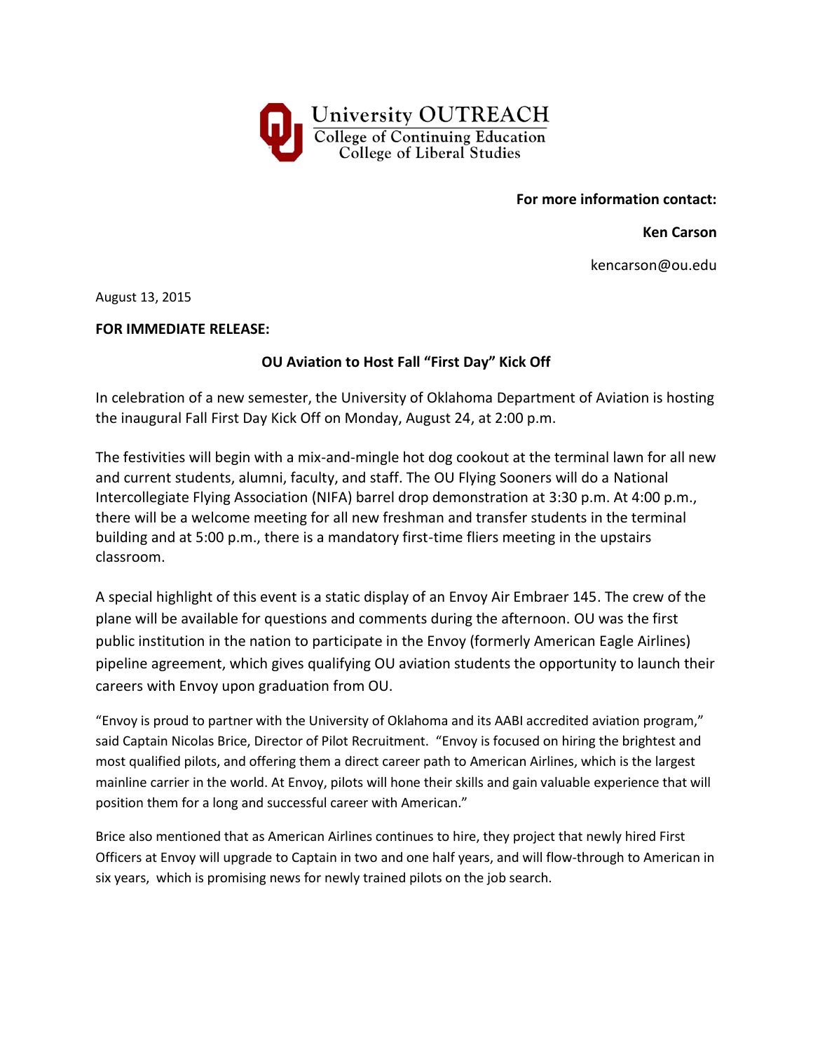University OUTREACH
College of Continuing Education
College of Liberal Studies

**For more information contact:**

**Ken Carson**

kencarson@ou.edu

August 13, 2015

**FOR IMMEDIATE RELEASE:**

**OU Aviation to Host Fall "First Day" Kick Off**

In celebration of a new semester, the University of Oklahoma Department of Aviation is hosting the inaugural Fall First Day Kick Off on Monday, August 24, at 2:00 p.m.

The festivities will begin with a mix-and-mingle hot dog cookout at the terminal lawn for all new and current students, alumni, faculty, and staff. The OU Flying Sooners will do a National Intercollegiate Flying Association (NIFA) barrel drop demonstration at 3:30 p.m. At 4:00 p.m., there will be a welcome meeting for all new freshman and transfer students in the terminal building and at 5:00 p.m., there is a mandatory first-time fliers meeting in the upstairs classroom.

A special highlight of this event is a static display of an Envoy Air Embraer 145. The crew of the plane will be available for questions and comments during the afternoon. OU was the first public institution in the nation to participate in the Envoy (formerly American Eagle Airlines) pipeline agreement, which gives qualifying OU aviation students the opportunity to launch their careers with Envoy upon graduation from OU.

"Envoy is proud to partner with the University of Oklahoma and its AABI accredited aviation program," said Captain Nicolas Brice, Director of Pilot Recruitment. "Envoy is focused on hiring the brightest and most qualified pilots, and offering them a direct career path to American Airlines, which is the largest mainline carrier in the world. At Envoy, pilots will hone their skills and gain valuable experience that will position them for a long and successful career with American."

Brice also mentioned that as American Airlines continues to hire, they project that newly hired First Officers at Envoy will upgrade to Captain in two and one half years, and will flow-through to American in six years, which is promising news for newly trained pilots on the job search.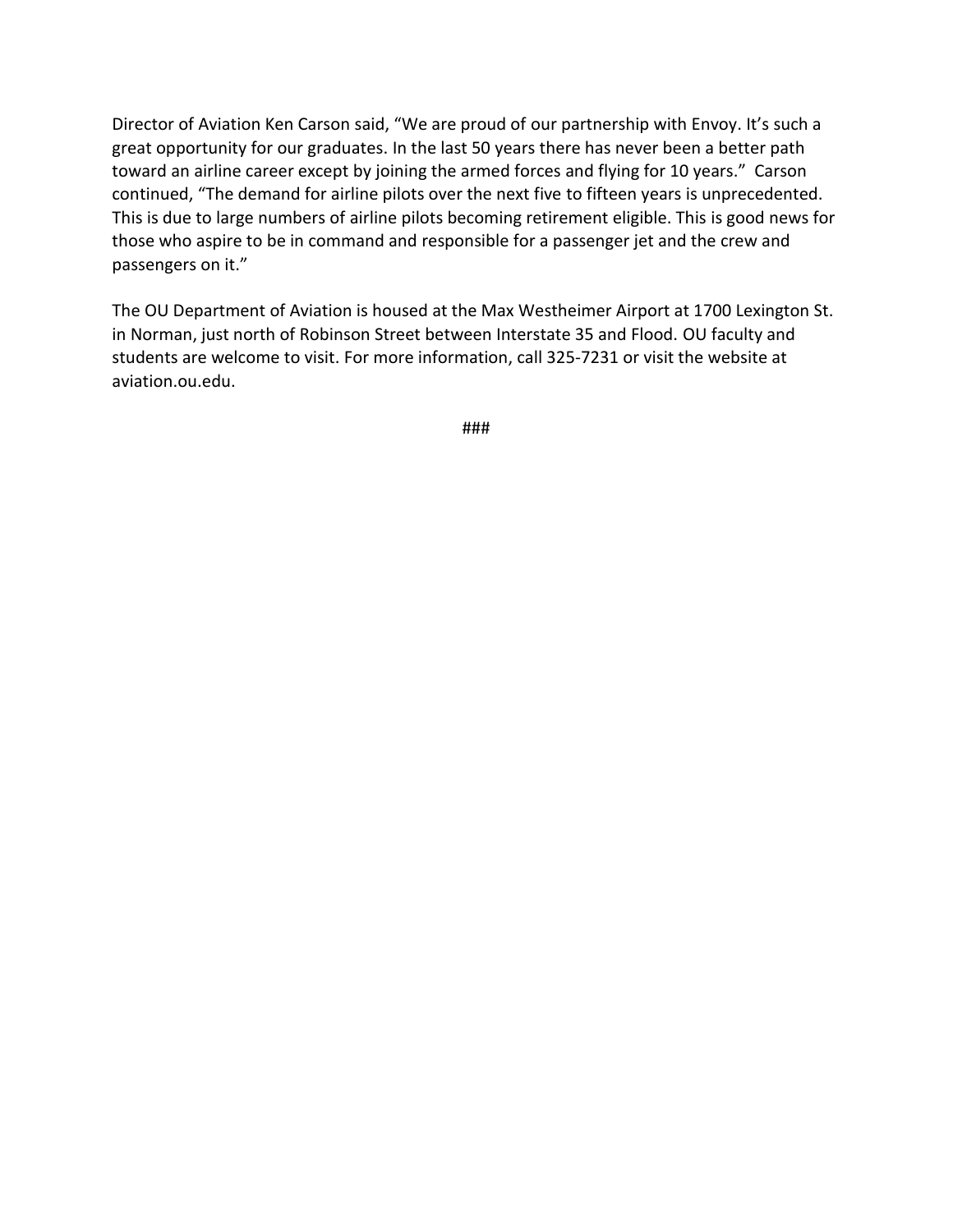Director of Aviation Ken Carson said, “We are proud of our partnership with Envoy. It’s such a great opportunity for our graduates. In the last 50 years there has never been a better path toward an airline career except by joining the armed forces and flying for 10 years.” Carson continued, “The demand for airline pilots over the next five to fifteen years is unprecedented. This is due to large numbers of airline pilots becoming retirement eligible. This is good news for those who aspire to be in command and responsible for a passenger jet and the crew and passengers on it.”

The OU Department of Aviation is housed at the Max Westheimer Airport at 1700 Lexington St. in Norman, just north of Robinson Street between Interstate 35 and Flood. OU faculty and students are welcome to visit. For more information, call 325-7231 or visit the website at aviation.ou.edu.

###